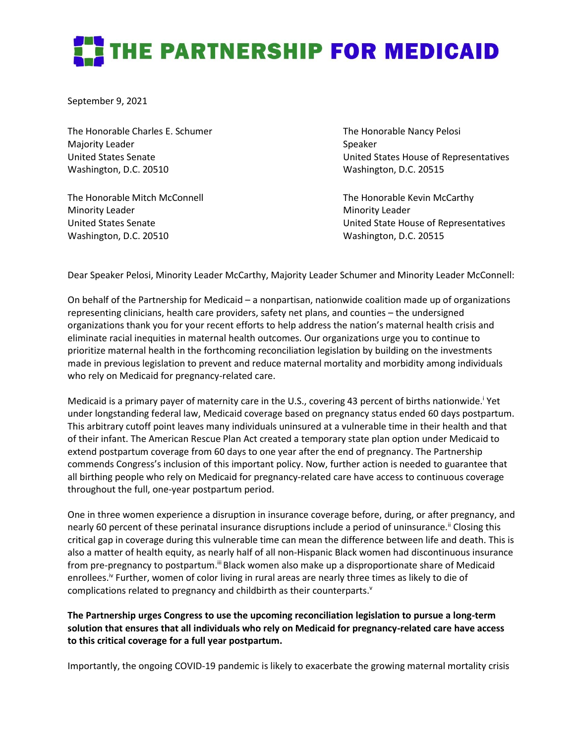# THE PARTNERSHIP FOR MEDICAID

September 9, 2021

The Honorable Charles E. Schumer
Majority Leader
United States Senate
Washington, D.C. 20510

The Honorable Nancy Pelosi
Speaker
United States House of Representatives
Washington, D.C. 20515

The Honorable Mitch McConnell
Minority Leader
United States Senate
Washington, D.C. 20510

The Honorable Kevin McCarthy
Minority Leader
United State House of Representatives
Washington, D.C. 20515

Dear Speaker Pelosi, Minority Leader McCarthy, Majority Leader Schumer and Minority Leader McConnell:

On behalf of the Partnership for Medicaid – a nonpartisan, nationwide coalition made up of organizations representing clinicians, health care providers, safety net plans, and counties – the undersigned organizations thank you for your recent efforts to help address the nation's maternal health crisis and eliminate racial inequities in maternal health outcomes. Our organizations urge you to continue to prioritize maternal health in the forthcoming reconciliation legislation by building on the investments made in previous legislation to prevent and reduce maternal mortality and morbidity among individuals who rely on Medicaid for pregnancy-related care.

Medicaid is a primary payer of maternity care in the U.S., covering 43 percent of births nationwide.[i] Yet under longstanding federal law, Medicaid coverage based on pregnancy status ended 60 days postpartum. This arbitrary cutoff point leaves many individuals uninsured at a vulnerable time in their health and that of their infant. The American Rescue Plan Act created a temporary state plan option under Medicaid to extend postpartum coverage from 60 days to one year after the end of pregnancy. The Partnership commends Congress's inclusion of this important policy. Now, further action is needed to guarantee that all birthing people who rely on Medicaid for pregnancy-related care have access to continuous coverage throughout the full, one-year postpartum period.

One in three women experience a disruption in insurance coverage before, during, or after pregnancy, and nearly 60 percent of these perinatal insurance disruptions include a period of uninsurance.[ii] Closing this critical gap in coverage during this vulnerable time can mean the difference between life and death. This is also a matter of health equity, as nearly half of all non-Hispanic Black women had discontinuous insurance from pre-pregnancy to postpartum.[iii] Black women also make up a disproportionate share of Medicaid enrollees.[iv] Further, women of color living in rural areas are nearly three times as likely to die of complications related to pregnancy and childbirth as their counterparts.[v]

**The Partnership urges Congress to use the upcoming reconciliation legislation to pursue a long-term solution that ensures that all individuals who rely on Medicaid for pregnancy-related care have access to this critical coverage for a full year postpartum.**

Importantly, the ongoing COVID-19 pandemic is likely to exacerbate the growing maternal mortality crisis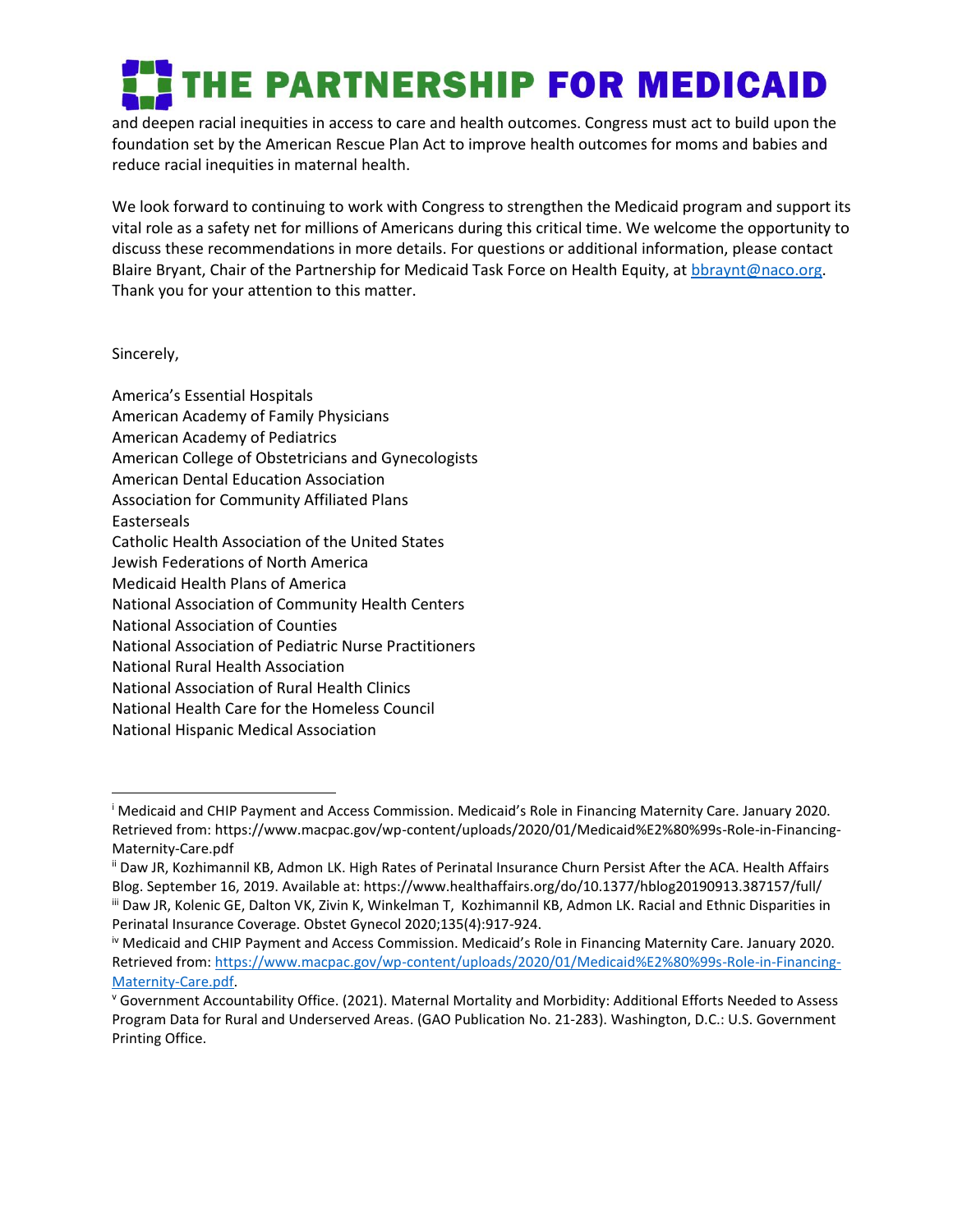and deepen racial inequities in access to care and health outcomes. Congress must act to build upon the foundation set by the American Rescue Plan Act to improve health outcomes for moms and babies and reduce racial inequities in maternal health.

We look forward to continuing to work with Congress to strengthen the Medicaid program and support its vital role as a safety net for millions of Americans during this critical time. We welcome the opportunity to discuss these recommendations in more details. For questions or additional information, please contact Blaire Bryant, Chair of the Partnership for Medicaid Task Force on Health Equity, at bbraynt@naco.org. Thank you for your attention to this matter.

Sincerely,

America's Essential Hospitals
American Academy of Family Physicians
American Academy of Pediatrics
American College of Obstetricians and Gynecologists
American Dental Education Association
Association for Community Affiliated Plans
Easterseals
Catholic Health Association of the United States
Jewish Federations of North America
Medicaid Health Plans of America
National Association of Community Health Centers
National Association of Counties
National Association of Pediatric Nurse Practitioners
National Rural Health Association
National Association of Rural Health Clinics
National Health Care for the Homeless Council
National Hispanic Medical Association

---

[i] Medicaid and CHIP Payment and Access Commission. Medicaid's Role in Financing Maternity Care. January 2020. Retrieved from: https://www.macpac.gov/wp-content/uploads/2020/01/Medicaid%E2%80%99s-Role-in-Financing-Maternity-Care.pdf

[ii] Daw JR, Kozhimannil KB, Admon LK. High Rates of Perinatal Insurance Churn Persist After the ACA. Health Affairs Blog. September 16, 2019. Available at: https://www.healthaffairs.org/do/10.1377/hblog20190913.387157/full/

[iii] Daw JR, Kolenic GE, Dalton VK, Zivin K, Winkelman T, Kozhimannil KB, Admon LK. Racial and Ethnic Disparities in Perinatal Insurance Coverage. Obstet Gynecol 2020;135(4):917-924.

[iv] Medicaid and CHIP Payment and Access Commission. Medicaid's Role in Financing Maternity Care. January 2020. Retrieved from: https://www.macpac.gov/wp-content/uploads/2020/01/Medicaid%E2%80%99s-Role-in-Financing-Maternity-Care.pdf.

[v] Government Accountability Office. (2021). Maternal Mortality and Morbidity: Additional Efforts Needed to Assess Program Data for Rural and Underserved Areas. (GAO Publication No. 21-283). Washington, D.C.: U.S. Government Printing Office.